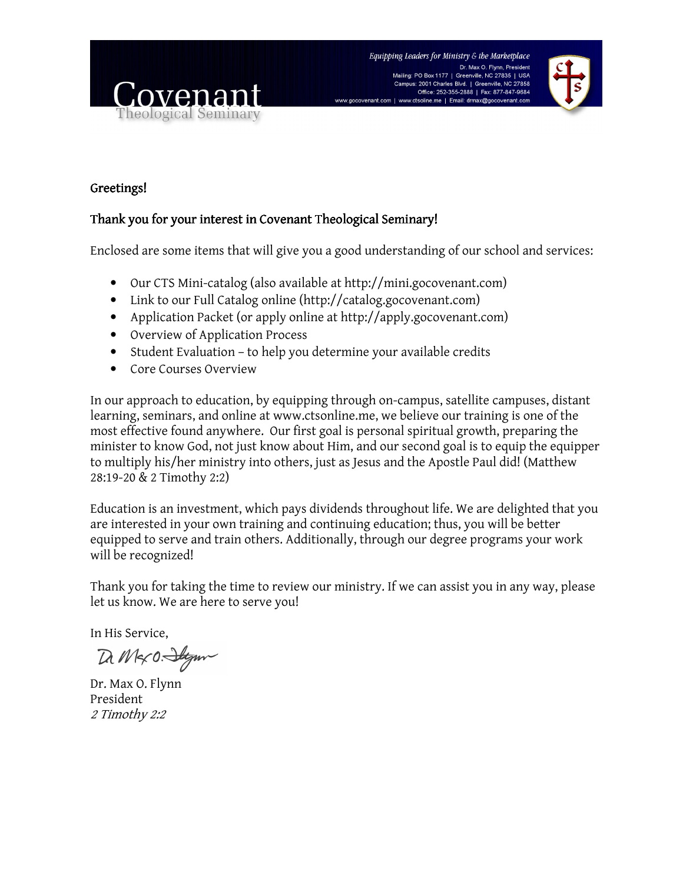# Covenant
Theological Seminary

*Equipping Leaders for Ministry & the Marketplace*

Dr. Max O. Flynn, President
Mailing: PO Box 1177 | Greenville, NC 27835 | USA
Campus: 2001 Charles Blvd. | Greenville, NC 27858
Office: 252-355-2888 | Fax: 877-847-9684
www.gocovenant.com | www.ctsoline.me | Email: drmax@gocovenant.com

Greetings!

Thank you for your interest in Covenant Theological Seminary!

Enclosed are some items that will give you a good understanding of our school and services:

- Our CTS Mini-catalog (also available at http://mini.gocovenant.com)
- Link to our Full Catalog online (http://catalog.gocovenant.com)
- Application Packet (or apply online at http://apply.gocovenant.com)
- Overview of Application Process
- Student Evaluation – to help you determine your available credits
- Core Courses Overview

In our approach to education, by equipping through on-campus, satellite campuses, distant learning, seminars, and online at www.ctsonline.me, we believe our training is one of the most effective found anywhere. Our first goal is personal spiritual growth, preparing the minister to know God, not just know about Him, and our second goal is to equip the equipper to multiply his/her ministry into others, just as Jesus and the Apostle Paul did! (Matthew 28:19-20 & 2 Timothy 2:2)

Education is an investment, which pays dividends throughout life. We are delighted that you are interested in your own training and continuing education; thus, you will be better equipped to serve and train others. Additionally, through our degree programs your work will be recognized!

Thank you for taking the time to review our ministry. If we can assist you in any way, please let us know. We are here to serve you!

In His Service,

Dr. Max O. Flynn
President
*2 Timothy 2:2*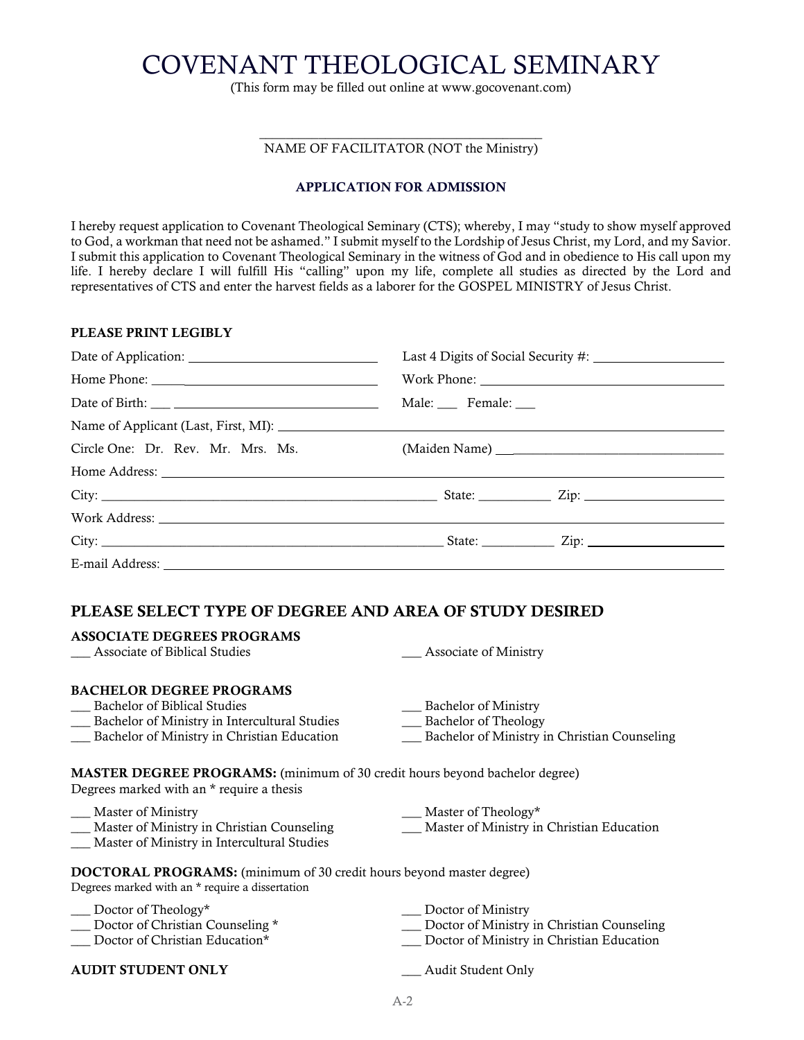# COVENANT THEOLOGICAL SEMINARY

(This form may be filled out online at www.gocovenant.com)

_________________________________________
NAME OF FACILITATOR (NOT the Ministry)

**APPLICATION FOR ADMISSION**

I hereby request application to Covenant Theological Seminary (CTS); whereby, I may "study to show myself approved to God, a workman that need not be ashamed." I submit myself to the Lordship of Jesus Christ, my Lord, and my Savior. I submit this application to Covenant Theological Seminary in the witness of God and in obedience to His call upon my life. I hereby declare I will fulfill His "calling" upon my life, complete all studies as directed by the Lord and representatives of CTS and enter the harvest fields as a laborer for the GOSPEL MINISTRY of Jesus Christ.

**PLEASE PRINT LEGIBLY**

Date of Application: ____________________ Last 4 Digits of Social Security #: ____________________

Home Phone: ____________________ Work Phone: ____________________

Date of Birth: ____________________ Male: ___ Female: ___

Name of Applicant (Last, First, MI): ________________________________________

Circle One: Dr. Rev. Mr. Mrs. Ms. (Maiden Name) ____________________

Home Address: ________________________________________

City: ____________________ State: __________ Zip: __________

Work Address: ________________________________________

City: ____________________ State: __________ Zip: __________

E-mail Address: ________________________________________

## PLEASE SELECT TYPE OF DEGREE AND AREA OF STUDY DESIRED

**ASSOCIATE DEGREES PROGRAMS**

___ Associate of Biblical Studies
___ Associate of Ministry

**BACHELOR DEGREE PROGRAMS**

___ Bachelor of Biblical Studies
___ Bachelor of Ministry in Intercultural Studies
___ Bachelor of Ministry in Christian Education
___ Bachelor of Ministry
___ Bachelor of Theology
___ Bachelor of Ministry in Christian Counseling

**MASTER DEGREE PROGRAMS:** (minimum of 30 credit hours beyond bachelor degree)
Degrees marked with an * require a thesis

___ Master of Ministry
___ Master of Ministry in Christian Counseling
___ Master of Ministry in Intercultural Studies
___ Master of Theology*
___ Master of Ministry in Christian Education

**DOCTORAL PROGRAMS:** (minimum of 30 credit hours beyond master degree)
Degrees marked with an * require a dissertation

___ Doctor of Theology*
___ Doctor of Christian Counseling *
___ Doctor of Christian Education*
___ Doctor of Ministry
___ Doctor of Ministry in Christian Counseling
___ Doctor of Ministry in Christian Education

**AUDIT STUDENT ONLY**

___ Audit Student Only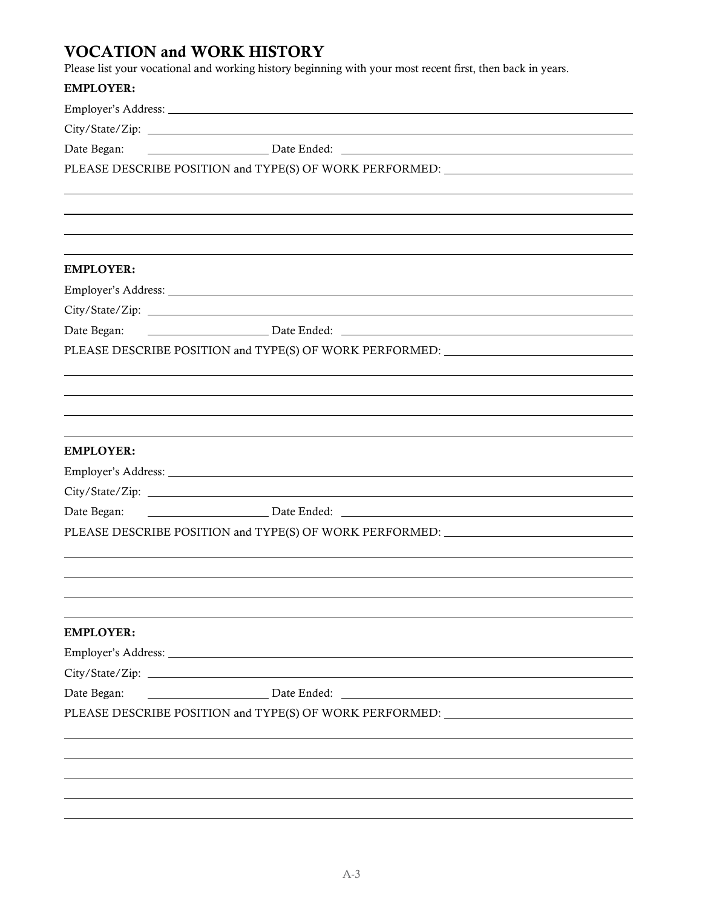## VOCATION and WORK HISTORY

Please list your vocational and working history beginning with your most recent first, then back in years.

**EMPLOYER:**

Employer's Address: ______________________________

City/State/Zip: ______________________________

Date Began: ____________ Date Ended: ______________________________

PLEASE DESCRIBE POSITION and TYPE(S) OF WORK PERFORMED: ______________________________

______________________________

______________________________

______________________________

______________________________

**EMPLOYER:**

Employer's Address: ______________________________

City/State/Zip: ______________________________

Date Began: ____________ Date Ended: ______________________________

PLEASE DESCRIBE POSITION and TYPE(S) OF WORK PERFORMED: ______________________________

______________________________

______________________________

______________________________

______________________________

**EMPLOYER:**

Employer's Address: ______________________________

City/State/Zip: ______________________________

Date Began: ____________ Date Ended: ______________________________

PLEASE DESCRIBE POSITION and TYPE(S) OF WORK PERFORMED: ______________________________

______________________________

______________________________

______________________________

______________________________

**EMPLOYER:**

Employer's Address: ______________________________

City/State/Zip: ______________________________

Date Began: ____________ Date Ended: ______________________________

PLEASE DESCRIBE POSITION and TYPE(S) OF WORK PERFORMED: ______________________________

______________________________

______________________________

______________________________

______________________________

______________________________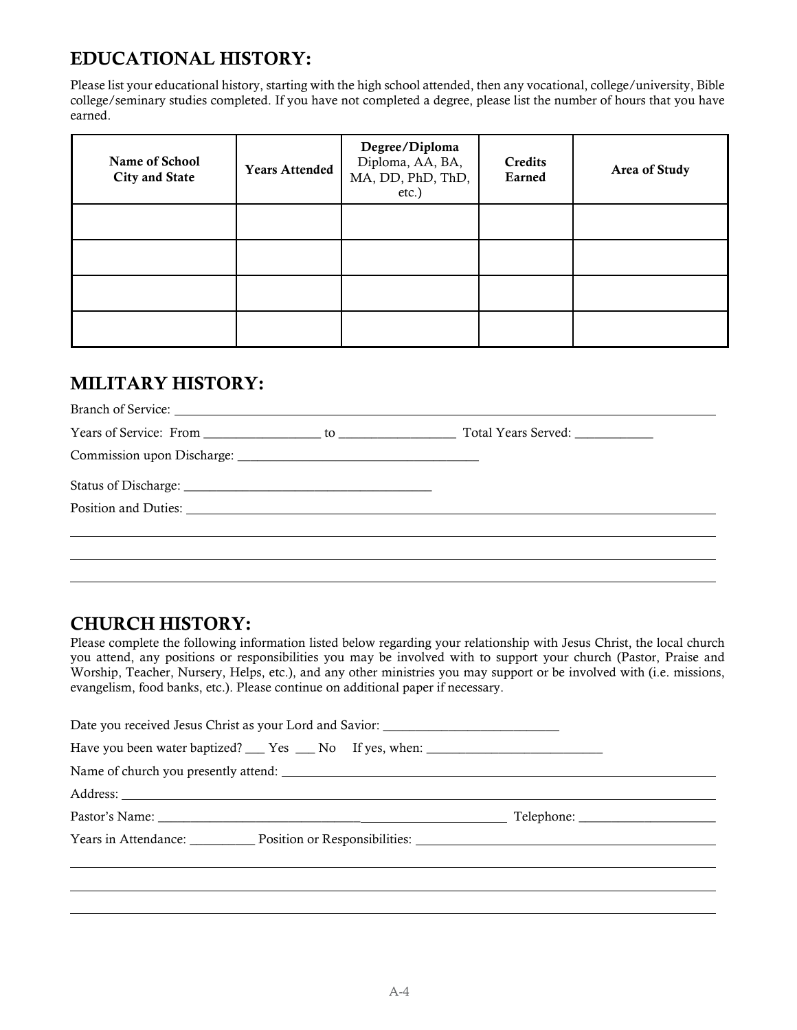## EDUCATIONAL HISTORY:

Please list your educational history, starting with the high school attended, then any vocational, college/university, Bible college/seminary studies completed. If you have not completed a degree, please list the number of hours that you have earned.

| **Name of School City and State** | **Years Attended** | **Degree/Diploma** Diploma, AA, BA, MA, DD, PhD, ThD, etc.) | **Credits Earned** | **Area of Study** |
|---|---|---|---|---|
| | | | | |
| | | | | |
| | | | | |
| | | | | |

## MILITARY HISTORY:

Branch of Service: ______________________________________________

Years of Service: From _________________ to _________________ Total Years Served: ____________

Commission upon Discharge: _____________________________________

Status of Discharge: _____________________________________

Position and Duties: ______________________________________________

______________________________________________

______________________________________________

______________________________________________

## CHURCH HISTORY:

Please complete the following information listed below regarding your relationship with Jesus Christ, the local church you attend, any positions or responsibilities you may be involved with to support your church (Pastor, Praise and Worship, Teacher, Nursery, Helps, etc.), and any other ministries you may support or be involved with (i.e. missions, evangelism, food banks, etc.). Please continue on additional paper if necessary.

Date you received Jesus Christ as your Lord and Savior: ___________________________

Have you been water baptized? ___ Yes ___ No If yes, when: ___________________________

Name of church you presently attend: ______________________________________________

Address: ______________________________________________

Pastor's Name: _____________________________________________ Telephone: _____________________

Years in Attendance: __________ Position or Responsibilities: ______________________________________________

______________________________________________

______________________________________________

______________________________________________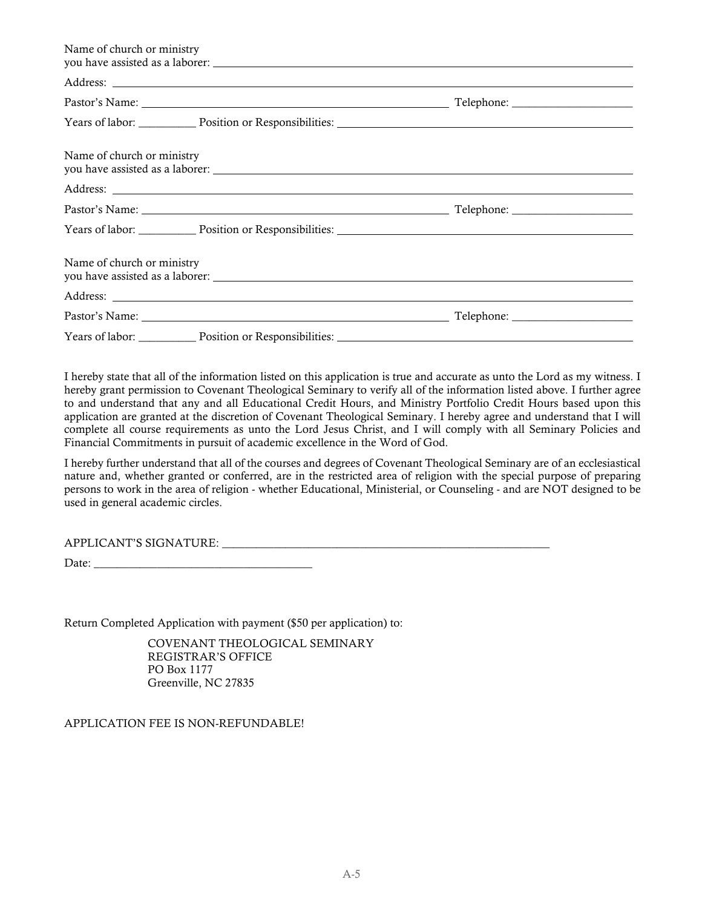Name of church or ministry
you have assisted as a laborer: ______________________________

Address: ______________________________

Pastor's Name: ______________________________ Telephone: ____________________

Years of labor: __________ Position or Responsibilities: ______________________________

Name of church or ministry
you have assisted as a laborer: ______________________________

Address: ______________________________

Pastor's Name: ______________________________ Telephone: ____________________

Years of labor: __________ Position or Responsibilities: ______________________________

Name of church or ministry
you have assisted as a laborer: ______________________________

Address: ______________________________

Pastor's Name: ______________________________ Telephone: ____________________

Years of labor: __________ Position or Responsibilities: ______________________________

I hereby state that all of the information listed on this application is true and accurate as unto the Lord as my witness. I hereby grant permission to Covenant Theological Seminary to verify all of the information listed above. I further agree to and understand that any and all Educational Credit Hours, and Ministry Portfolio Credit Hours based upon this application are granted at the discretion of Covenant Theological Seminary. I hereby agree and understand that I will complete all course requirements as unto the Lord Jesus Christ, and I will comply with all Seminary Policies and Financial Commitments in pursuit of academic excellence in the Word of God.

I hereby further understand that all of the courses and degrees of Covenant Theological Seminary are of an ecclesiastical nature and, whether granted or conferred, are in the restricted area of religion with the special purpose of preparing persons to work in the area of religion - whether Educational, Ministerial, or Counseling - and are NOT designed to be used in general academic circles.

APPLICANT'S SIGNATURE: ____________________________________________

Date: ______________________________

Return Completed Application with payment ($50 per application) to:

> COVENANT THEOLOGICAL SEMINARY
> REGISTRAR'S OFFICE
> PO Box 1177
> Greenville, NC 27835

APPLICATION FEE IS NON-REFUNDABLE!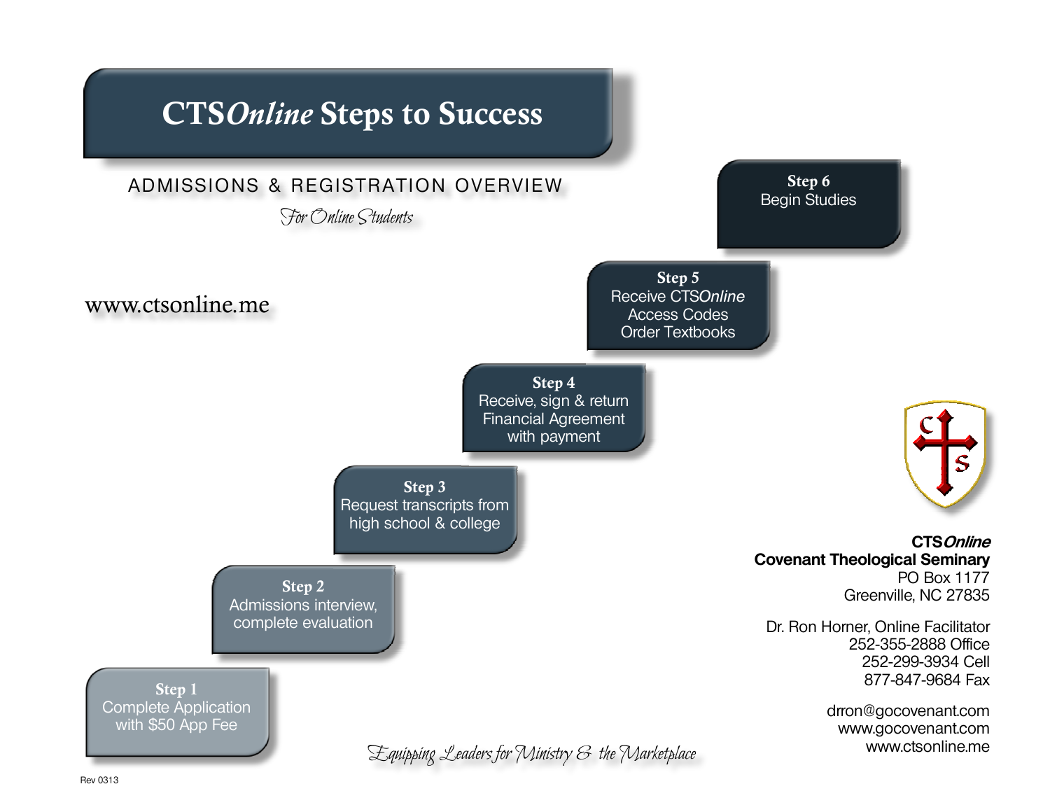# CTS*Online* Steps to Success

ADMISSIONS & REGISTRATION OVERVIEW

*For Online Students*

www.ctsonline.me

**Step 1**
Complete Application with $50 App Fee

**Step 2**
Admissions interview, complete evaluation

**Step 3**
Request transcripts from high school & college

**Step 4**
Receive, sign & return Financial Agreement with payment

**Step 5**
Receive CTS*Online* Access Codes
Order Textbooks

**Step 6**
Begin Studies

**CTS*Online***
**Covenant Theological Seminary**
PO Box 1177
Greenville, NC 27835

Dr. Ron Horner, Online Facilitator
252-355-2888 Office
252-299-3934 Cell
877-847-9684 Fax

drron@gocovenant.com
www.gocovenant.com
www.ctsonline.me

*Equipping Leaders for Ministry & the Marketplace*

Rev 0313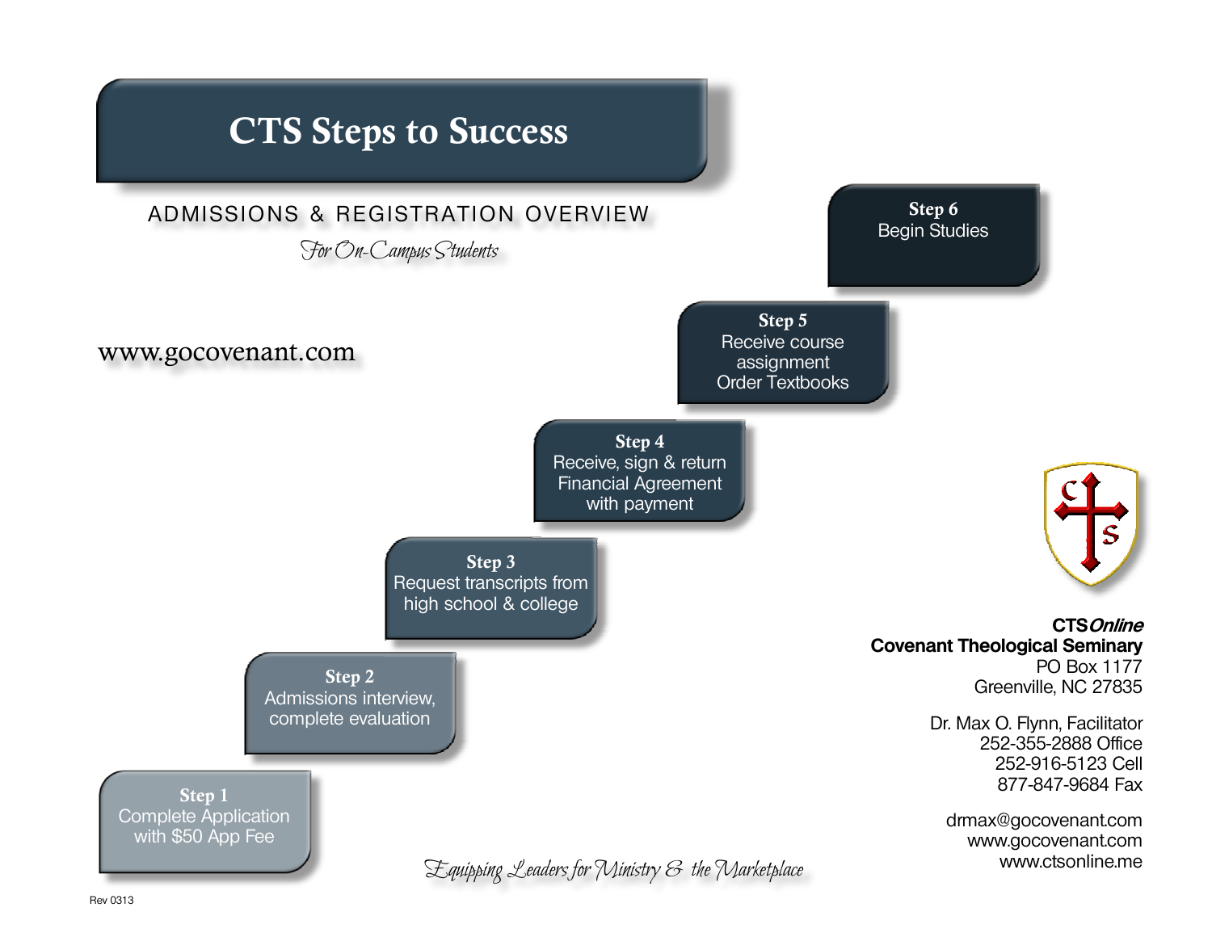# CTS Steps to Success

## ADMISSIONS & REGISTRATION OVERVIEW

*For On-Campus Students*

www.gocovenant.com

**Step 1**
Complete Application with $50 App Fee

**Step 2**
Admissions interview, complete evaluation

**Step 3**
Request transcripts from high school & college

**Step 4**
Receive, sign & return Financial Agreement with payment

**Step 5**
Receive course assignment
Order Textbooks

**Step 6**
Begin Studies

**CTS*Online***
**Covenant Theological Seminary**
PO Box 1177
Greenville, NC 27835

Dr. Max O. Flynn, Facilitator
252-355-2888 Office
252-916-5123 Cell
877-847-9684 Fax

drmax@gocovenant.com
www.gocovenant.com
www.ctsonline.me

*Equipping Leaders for Ministry & the Marketplace*

Rev 0313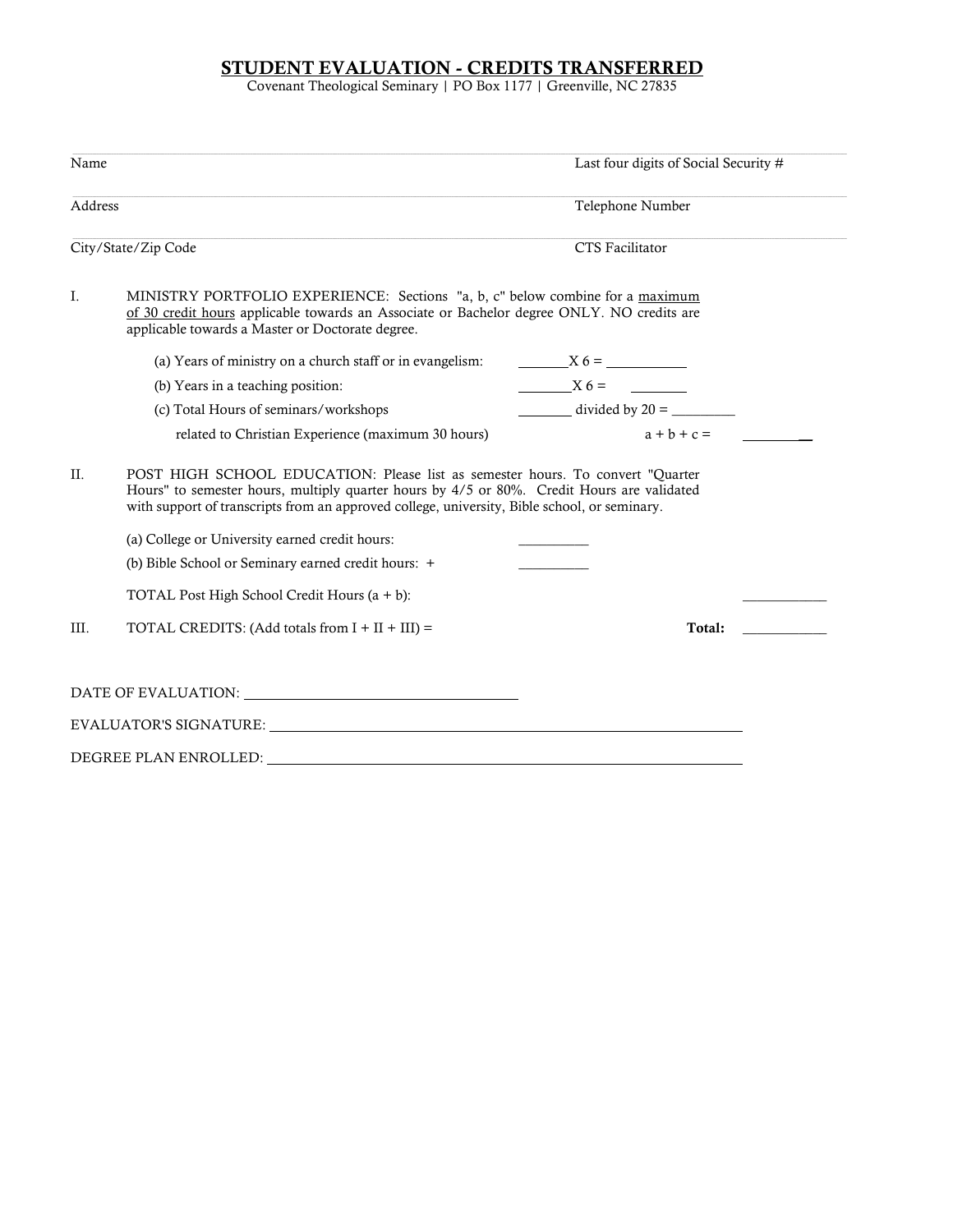# STUDENT EVALUATION - CREDITS TRANSFERRED

Covenant Theological Seminary | PO Box 1177 | Greenville, NC 27835

Name ______________________________ Last four digits of Social Security # ______________

Address ______________________________ Telephone Number ______________

City/State/Zip Code ______________________________ CTS Facilitator ______________

I. MINISTRY PORTFOLIO EXPERIENCE: Sections "a, b, c" below combine for a maximum of 30 credit hours applicable towards an Associate or Bachelor degree ONLY. NO credits are applicable towards a Master or Doctorate degree.

(a) Years of ministry on a church staff or in evangelism: _______X 6 = ___________

(b) Years in a teaching position: _______X 6 = ________

(c) Total Hours of seminars/workshops _______ divided by 20 = _________

related to Christian Experience (maximum 30 hours) a + b + c = __________

II. POST HIGH SCHOOL EDUCATION: Please list as semester hours. To convert "Quarter Hours" to semester hours, multiply quarter hours by 4/5 or 80%. Credit Hours are validated with support of transcripts from an approved college, university, Bible school, or seminary.

(a) College or University earned credit hours: __________

(b) Bible School or Seminary earned credit hours: + __________

TOTAL Post High School Credit Hours (a + b): ____________

III. TOTAL CREDITS: (Add totals from I + II + III) = **Total:** ____________

DATE OF EVALUATION: ______________________________

EVALUATOR'S SIGNATURE: ______________________________

DEGREE PLAN ENROLLED: ______________________________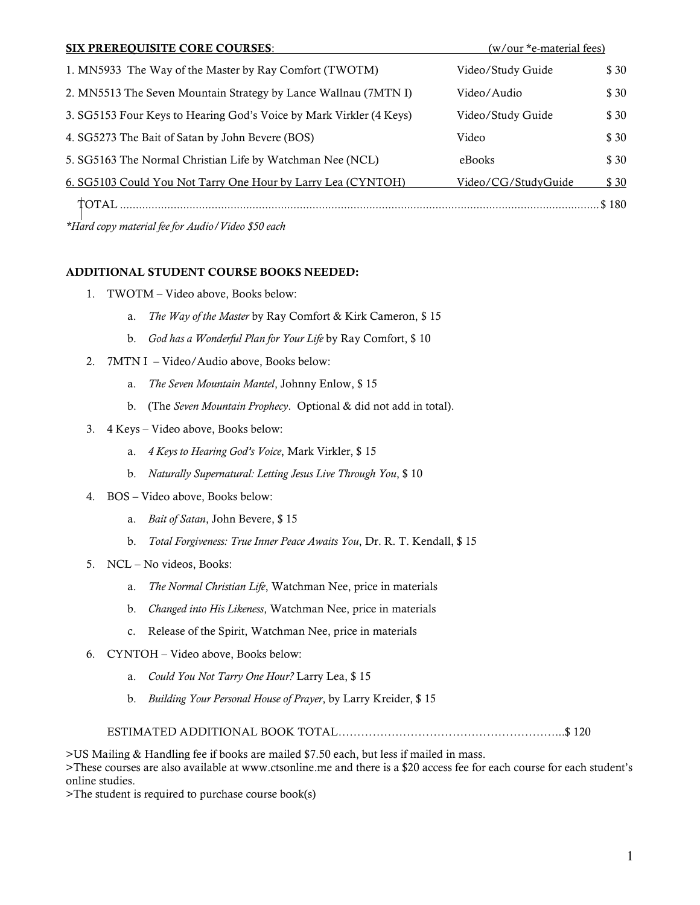**SIX PREREQUISITE CORE COURSES**: (w/our *e-material fees)

| Course | Materials | Fee |
|---|---|---|
| 1. MN5933 The Way of the Master by Ray Comfort (TWOTM) | Video/Study Guide | $ 30 |
| 2. MN5513 The Seven Mountain Strategy by Lance Wallnau (7MTN I) | Video/Audio | $ 30 |
| 3. SG5153 Four Keys to Hearing God's Voice by Mark Virkler (4 Keys) | Video/Study Guide | $ 30 |
| 4. SG5273 The Bait of Satan by John Bevere (BOS) | Video | $ 30 |
| 5. SG5163 The Normal Christian Life by Watchman Nee (NCL) | eBooks | $ 30 |
| 6. SG5103 Could You Not Tarry One Hour by Larry Lea (CYNTOH) | Video/CG/StudyGuide | $ 30 |
| TOTAL | | $ 180 |

*\*Hard copy material fee for Audio/Video $50 each*

**ADDITIONAL STUDENT COURSE BOOKS NEEDED:**

1. TWOTM – Video above, Books below:
   a. *The Way of the Master* by Ray Comfort & Kirk Cameron, $ 15
   b. *God has a Wonderful Plan for Your Life* by Ray Comfort, $ 10
2. 7MTN I – Video/Audio above, Books below:
   a. *The Seven Mountain Mantel*, Johnny Enlow, $ 15
   b. (The *Seven Mountain Prophecy*. Optional & did not add in total).
3. 4 Keys – Video above, Books below:
   a. *4 Keys to Hearing God's Voice*, Mark Virkler, $ 15
   b. *Naturally Supernatural: Letting Jesus Live Through You*, $ 10
4. BOS – Video above, Books below:
   a. *Bait of Satan*, John Bevere, $ 15
   b. *Total Forgiveness: True Inner Peace Awaits You*, Dr. R. T. Kendall, $ 15
5. NCL – No videos, Books:
   a. *The Normal Christian Life*, Watchman Nee, price in materials
   b. *Changed into His Likeness*, Watchman Nee, price in materials
   c. Release of the Spirit, Watchman Nee, price in materials
6. CYNTOH – Video above, Books below:
   a. *Could You Not Tarry One Hour?* Larry Lea, $ 15
   b. *Building Your Personal House of Prayer*, by Larry Kreider, $ 15

ESTIMATED ADDITIONAL BOOK TOTAL……………………………………………………..$ 120

>US Mailing & Handling fee if books are mailed $7.50 each, but less if mailed in mass.
>These courses are also available at www.ctsonline.me and there is a $20 access fee for each course for each student's online studies.
>The student is required to purchase course book(s)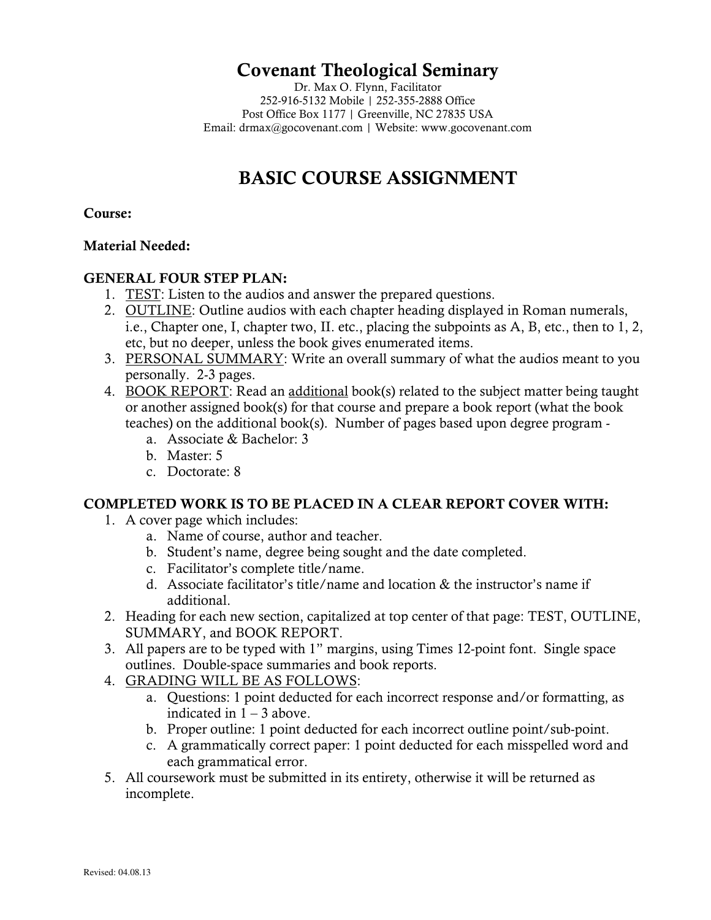# Covenant Theological Seminary

Dr. Max O. Flynn, Facilitator
252-916-5132 Mobile | 252-355-2888 Office
Post Office Box 1177 | Greenville, NC 27835 USA
Email: drmax@gocovenant.com | Website: www.gocovenant.com

## BASIC COURSE ASSIGNMENT

**Course:**

**Material Needed:**

**GENERAL FOUR STEP PLAN:**

1. <u>TEST</u>: Listen to the audios and answer the prepared questions.
2. <u>OUTLINE</u>: Outline audios with each chapter heading displayed in Roman numerals, i.e., Chapter one, I, chapter two, II. etc., placing the subpoints as A, B, etc., then to 1, 2, etc, but no deeper, unless the book gives enumerated items.
3. <u>PERSONAL SUMMARY</u>: Write an overall summary of what the audios meant to you personally. 2-3 pages.
4. <u>BOOK REPORT</u>: Read an <u>additional</u> book(s) related to the subject matter being taught or another assigned book(s) for that course and prepare a book report (what the book teaches) on the additional book(s). Number of pages based upon degree program -
   a. Associate & Bachelor: 3
   b. Master: 5
   c. Doctorate: 8

**COMPLETED WORK IS TO BE PLACED IN A CLEAR REPORT COVER WITH:**

1. A cover page which includes:
   a. Name of course, author and teacher.
   b. Student's name, degree being sought and the date completed.
   c. Facilitator's complete title/name.
   d. Associate facilitator's title/name and location & the instructor's name if additional.
2. Heading for each new section, capitalized at top center of that page: TEST, OUTLINE, SUMMARY, and BOOK REPORT.
3. All papers are to be typed with 1" margins, using Times 12-point font. Single space outlines. Double-space summaries and book reports.
4. <u>GRADING WILL BE AS FOLLOWS</u>:
   a. Questions: 1 point deducted for each incorrect response and/or formatting, as indicated in 1 – 3 above.
   b. Proper outline: 1 point deducted for each incorrect outline point/sub-point.
   c. A grammatically correct paper: 1 point deducted for each misspelled word and each grammatical error.
5. All coursework must be submitted in its entirety, otherwise it will be returned as incomplete.

Revised: 04.08.13